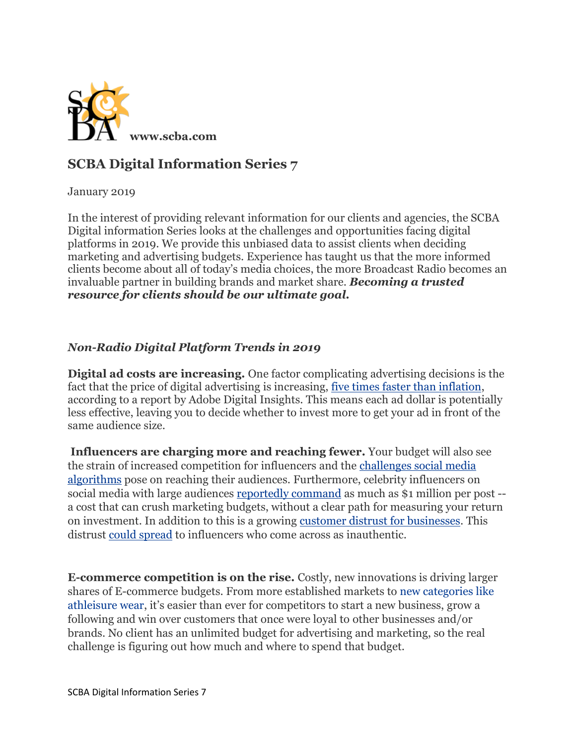SCBA **www.scba.com**

## SCBA Digital Information Series 7

January 2019

In the interest of providing relevant information for our clients and agencies, the SCBA Digital information Series looks at the challenges and opportunities facing digital platforms in 2019. We provide this unbiased data to assist clients when deciding marketing and advertising budgets. Experience has taught us that the more informed clients become about all of today's media choices, the more Broadcast Radio becomes an invaluable partner in building brands and market share. ***Becoming a trusted resource for clients should be our ultimate goal.***

### *Non-Radio Digital Platform Trends in 2019*

**Digital ad costs are increasing.** One factor complicating advertising decisions is the fact that the price of digital advertising is increasing, five times faster than inflation, according to a report by Adobe Digital Insights. This means each ad dollar is potentially less effective, leaving you to decide whether to invest more to get your ad in front of the same audience size.

**Influencers are charging more and reaching fewer.** Your budget will also see the strain of increased competition for influencers and the challenges social media algorithms pose on reaching their audiences. Furthermore, celebrity influencers on social media with large audiences reportedly command as much as $1 million per post -- a cost that can crush marketing budgets, without a clear path for measuring your return on investment. In addition to this is a growing customer distrust for businesses. This distrust could spread to influencers who come across as inauthentic.

**E-commerce competition is on the rise.** Costly, new innovations is driving larger shares of E-commerce budgets. From more established markets to new categories like athleisure wear, it's easier than ever for competitors to start a new business, grow a following and win over customers that once were loyal to other businesses and/or brands. No client has an unlimited budget for advertising and marketing, so the real challenge is figuring out how much and where to spend that budget.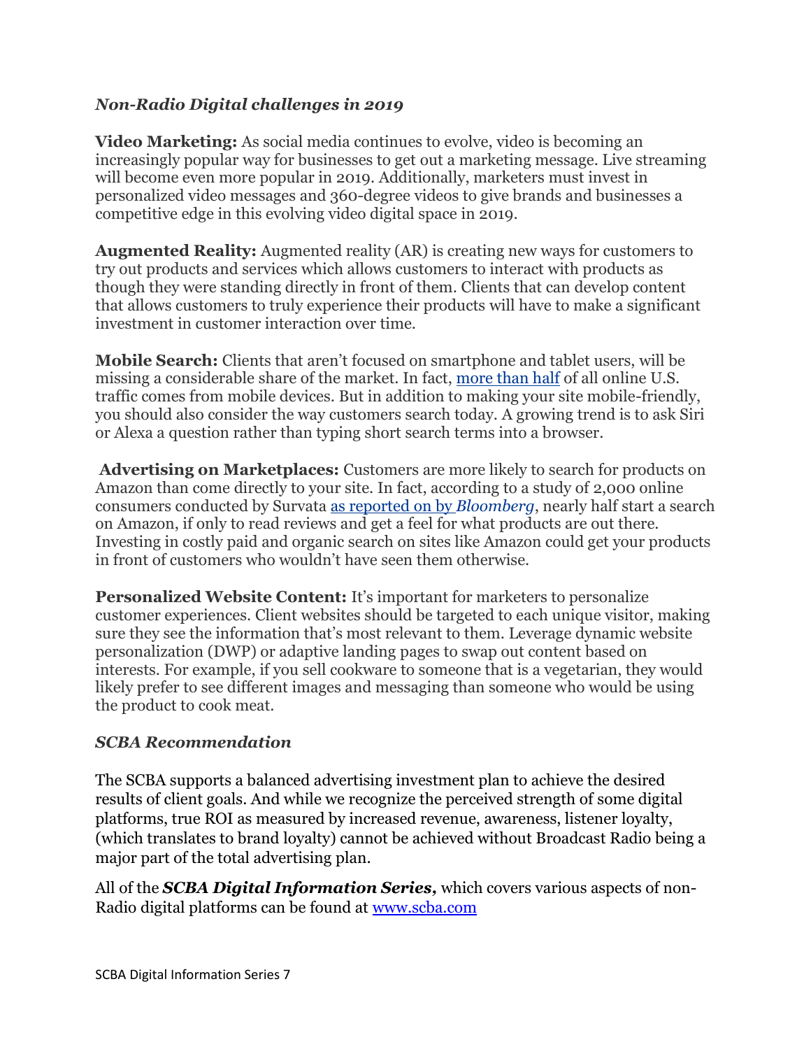### *Non-Radio Digital challenges in 2019*

**Video Marketing:** As social media continues to evolve, video is becoming an increasingly popular way for businesses to get out a marketing message. Live streaming will become even more popular in 2019. Additionally, marketers must invest in personalized video messages and 360-degree videos to give brands and businesses a competitive edge in this evolving video digital space in 2019.

**Augmented Reality:** Augmented reality (AR) is creating new ways for customers to try out products and services which allows customers to interact with products as though they were standing directly in front of them. Clients that can develop content that allows customers to truly experience their products will have to make a significant investment in customer interaction over time.

**Mobile Search:** Clients that aren't focused on smartphone and tablet users, will be missing a considerable share of the market. In fact, more than half of all online U.S. traffic comes from mobile devices. But in addition to making your site mobile-friendly, you should also consider the way customers search today. A growing trend is to ask Siri or Alexa a question rather than typing short search terms into a browser.

**Advertising on Marketplaces:** Customers are more likely to search for products on Amazon than come directly to your site. In fact, according to a study of 2,000 online consumers conducted by Survata as reported on by *Bloomberg*, nearly half start a search on Amazon, if only to read reviews and get a feel for what products are out there. Investing in costly paid and organic search on sites like Amazon could get your products in front of customers who wouldn't have seen them otherwise.

**Personalized Website Content:** It's important for marketers to personalize customer experiences. Client websites should be targeted to each unique visitor, making sure they see the information that's most relevant to them. Leverage dynamic website personalization (DWP) or adaptive landing pages to swap out content based on interests. For example, if you sell cookware to someone that is a vegetarian, they would likely prefer to see different images and messaging than someone who would be using the product to cook meat.

### *SCBA Recommendation*

The SCBA supports a balanced advertising investment plan to achieve the desired results of client goals. And while we recognize the perceived strength of some digital platforms, true ROI as measured by increased revenue, awareness, listener loyalty, (which translates to brand loyalty) cannot be achieved without Broadcast Radio being a major part of the total advertising plan.

All of the ***SCBA Digital Information Series***, which covers various aspects of non-Radio digital platforms can be found at www.scba.com